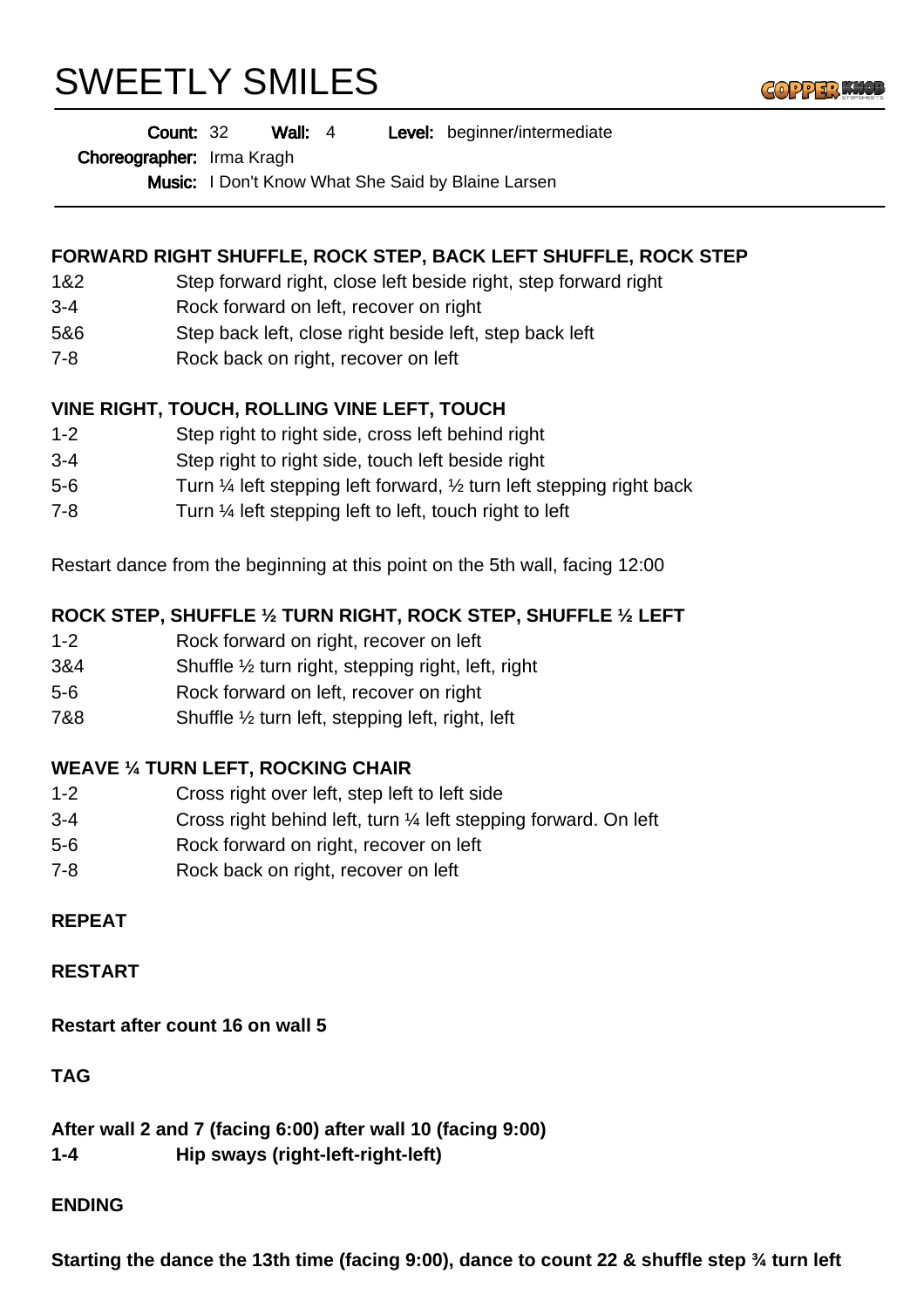# SWEETLY SMILES

**Count:** 32 **Wall:** 4 **Level:** beginner/intermediate

**Choreographer:** Irma Kragh

**Music:** I Don't Know What She Said by Blaine Larsen

---

**FORWARD RIGHT SHUFFLE, ROCK STEP, BACK LEFT SHUFFLE, ROCK STEP**

| | |
|---|---|
| 1&2 | Step forward right, close left beside right, step forward right |
| 3-4 | Rock forward on left, recover on right |
| 5&6 | Step back left, close right beside left, step back left |
| 7-8 | Rock back on right, recover on left |

**VINE RIGHT, TOUCH, ROLLING VINE LEFT, TOUCH**

| | |
|---|---|
| 1-2 | Step right to right side, cross left behind right |
| 3-4 | Step right to right side, touch left beside right |
| 5-6 | Turn ¼ left stepping left forward, ½ turn left stepping right back |
| 7-8 | Turn ¼ left stepping left to left, touch right to left |

Restart dance from the beginning at this point on the 5th wall, facing 12:00

**ROCK STEP, SHUFFLE ½ TURN RIGHT, ROCK STEP, SHUFFLE ½ LEFT**

| | |
|---|---|
| 1-2 | Rock forward on right, recover on left |
| 3&4 | Shuffle ½ turn right, stepping right, left, right |
| 5-6 | Rock forward on left, recover on right |
| 7&8 | Shuffle ½ turn left, stepping left, right, left |

**WEAVE ¼ TURN LEFT, ROCKING CHAIR**

| | |
|---|---|
| 1-2 | Cross right over left, step left to left side |
| 3-4 | Cross right behind left, turn ¼ left stepping forward. On left |
| 5-6 | Rock forward on right, recover on left |
| 7-8 | Rock back on right, recover on left |

**REPEAT**

**RESTART**

**Restart after count 16 on wall 5**

**TAG**

**After wall 2 and 7 (facing 6:00) after wall 10 (facing 9:00)**

**1-4 Hip sways (right-left-right-left)**

**ENDING**

**Starting the dance the 13th time (facing 9:00), dance to count 22 & shuffle step ¾ turn left**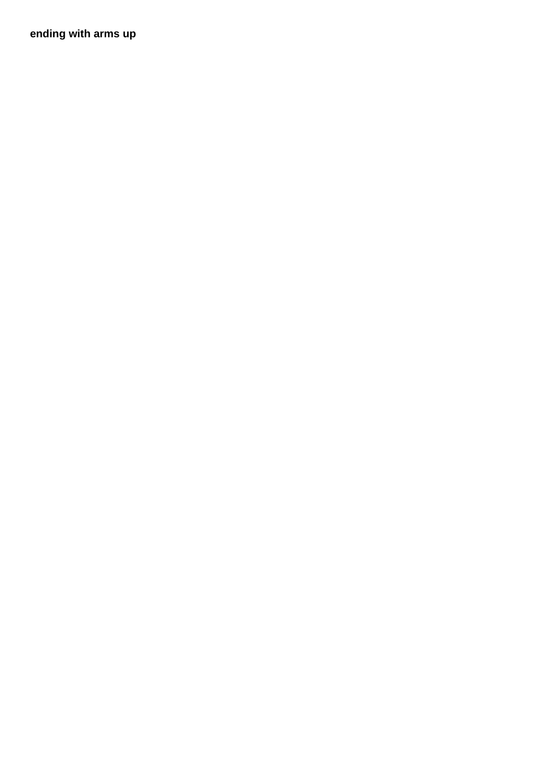**ending with arms up**